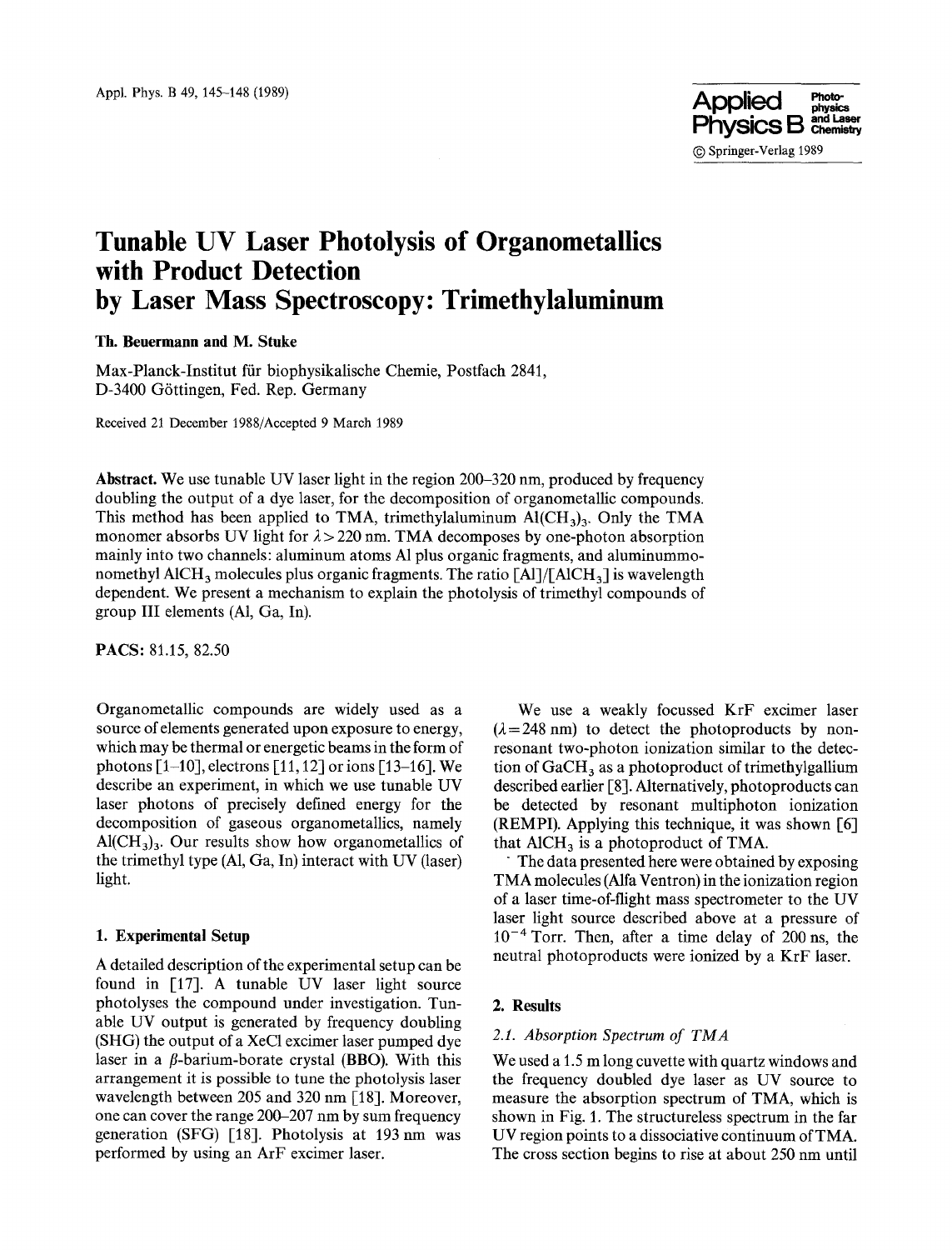# Tunable UV Laser Photolysis of Organometallics with Product Detection by Laser Mass Spectroscopy: Trimethylaluminum

**Th. Beuermann and M. Stuke**

Max-Planck-Institut für biophysikalische Chemie, Postfach 2841, D-3400 Göttingen, Fed. Rep. Germany

Received 21 December 1988/Accepted 9 March 1989

**Abstract.** We use tunable UV laser light in the region 200–320 nm, produced by frequency doubling the output of a dye laser, for the decomposition of organometallic compounds. This method has been applied to TMA, trimethylaluminum $Al(CH_3)_3$. Only the TMA monomer absorbs UV light for $\lambda > 220$ nm. TMA decomposes by one-photon absorption mainly into two channels: aluminum atoms Al plus organic fragments, and aluminummonomethyl $AlCH_3$ molecules plus organic fragments. The ratio $[Al]/[AlCH_3]$ is wavelength dependent. We present a mechanism to explain the photolysis of trimethyl compounds of group III elements (Al, Ga, In).

**PACS:** 81.15, 82.50

Organometallic compounds are widely used as a source of elements generated upon exposure to energy, which may be thermal or energetic beams in the form of photons [1–10], electrons [11, 12] or ions [13–16]. We describe an experiment, in which we use tunable UV laser photons of precisely defined energy for the decomposition of gaseous organometallics, namely $Al(CH_3)_3$. Our results show how organometallics of the trimethyl type (Al, Ga, In) interact with UV (laser) light.

## 1. Experimental Setup

A detailed description of the experimental setup can be found in [17]. A tunable UV laser light source photolyses the compound under investigation. Tunable UV output is generated by frequency doubling (SHG) the output of a XeCl excimer laser pumped dye laser in a $\beta$-barium-borate crystal (BBO). With this arrangement it is possible to tune the photolysis laser wavelength between 205 and 320 nm [18]. Moreover, one can cover the range 200–207 nm by sum frequency generation (SFG) [18]. Photolysis at 193 nm was performed by using an ArF excimer laser.

We use a weakly focussed KrF excimer laser ($\lambda = 248$ nm) to detect the photoproducts by nonresonant two-photon ionization similar to the detection of $GaCH_3$ as a photoproduct of trimethylgallium described earlier [8]. Alternatively, photoproducts can be detected by resonant multiphoton ionization (REMPI). Applying this technique, it was shown [6] that $AlCH_3$ is a photoproduct of TMA.

The data presented here were obtained by exposing TMA molecules (Alfa Ventron) in the ionization region of a laser time-of-flight mass spectrometer to the UV laser light source described above at a pressure of $10^{-4}$ Torr. Then, after a time delay of 200 ns, the neutral photoproducts were ionized by a KrF laser.

## 2. Results

### 2.1. Absorption Spectrum of TMA

We used a 1.5 m long cuvette with quartz windows and the frequency doubled dye laser as UV source to measure the absorption spectrum of TMA, which is shown in Fig. 1. The structureless spectrum in the far UV region points to a dissociative continuum of TMA. The cross section begins to rise at about 250 nm until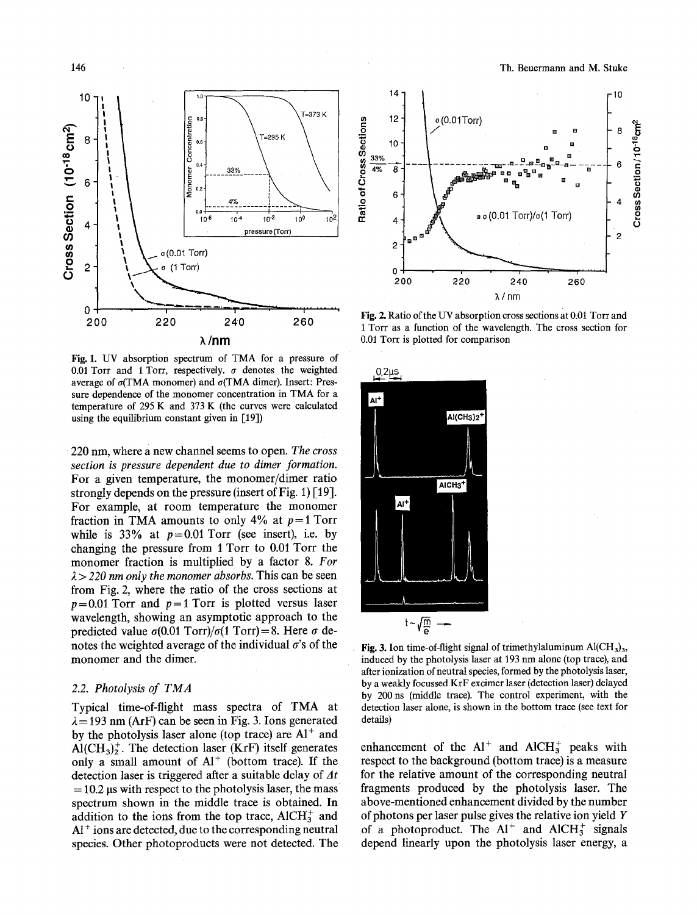Fig. 1. UV absorption spectrum of TMA for a pressure of 0.01 Torr and 1 Torr, respectively. $\sigma$ denotes the weighted average of $\sigma$(TMA monomer) and $\sigma$(TMA dimer). Insert: Pressure dependence of the monomer concentration in TMA for a temperature of 295 K and 373 K (the curves were calculated using the equilibrium constant given in [19])

220 nm, where a new channel seems to open. *The cross section is pressure dependent due to dimer formation.* For a given temperature, the monomer/dimer ratio strongly depends on the pressure (insert of Fig. 1) [19]. For example, at room temperature the monomer fraction in TMA amounts to only 4% at $p = 1$ Torr while is 33% at $p = 0.01$ Torr (see insert), i.e. by changing the pressure from 1 Torr to 0.01 Torr the monomer fraction is multiplied by a factor 8. *For $\lambda > 220$ nm only the monomer absorbs.* This can be seen from Fig. 2, where the ratio of the cross sections at $p = 0.01$ Torr and $p = 1$ Torr is plotted versus laser wavelength, showing an asymptotic approach to the predicted value $\sigma(0.01\ \text{Torr})/\sigma(1\ \text{Torr}) = 8$. Here $\sigma$ denotes the weighted average of the individual $\sigma$'s of the monomer and the dimer.

### 2.2. Photolysis of TMA

Typical time-of-flight mass spectra of TMA at $\lambda = 193$ nm (ArF) can be seen in Fig. 3. Ions generated by the photolysis laser alone (top trace) are $Al^+$ and $Al(CH_3)_2^+$. The detection laser (KrF) itself generates only a small amount of $Al^+$ (bottom trace). If the detection laser is triggered after a suitable delay of $\Delta t = 10.2$ µs with respect to the photolysis laser, the mass spectrum shown in the middle trace is obtained. In addition to the ions from the top trace, $AlCH_3^+$ and $Al^+$ ions are detected, due to the corresponding neutral species. Other photoproducts were not detected. The enhancement of the $Al^+$ and $AlCH_3^+$ peaks with respect to the background (bottom trace) is a measure for the relative amount of the corresponding neutral fragments produced by the photolysis laser. The above-mentioned enhancement divided by the number of photons per laser pulse gives the relative ion yield $Y$ of a photoproduct. The $Al^+$ and $AlCH_3^+$ signals depend linearly upon the photolysis laser energy, a

Fig. 2. Ratio of the UV absorption cross sections at 0.01 Torr and 1 Torr as a function of the wavelength. The cross section for 0.01 Torr is plotted for comparison

Fig. 3. Ion time-of-flight signal of trimethylaluminum $Al(CH_3)_3$, induced by the photolysis laser at 193 nm alone (top trace), and after ionization of neutral species, formed by the photolysis laser, by a weakly focussed KrF excimer laser (detection laser) delayed by 200 ns (middle trace). The control experiment, with the detection laser alone, is shown in the bottom trace (see text for details)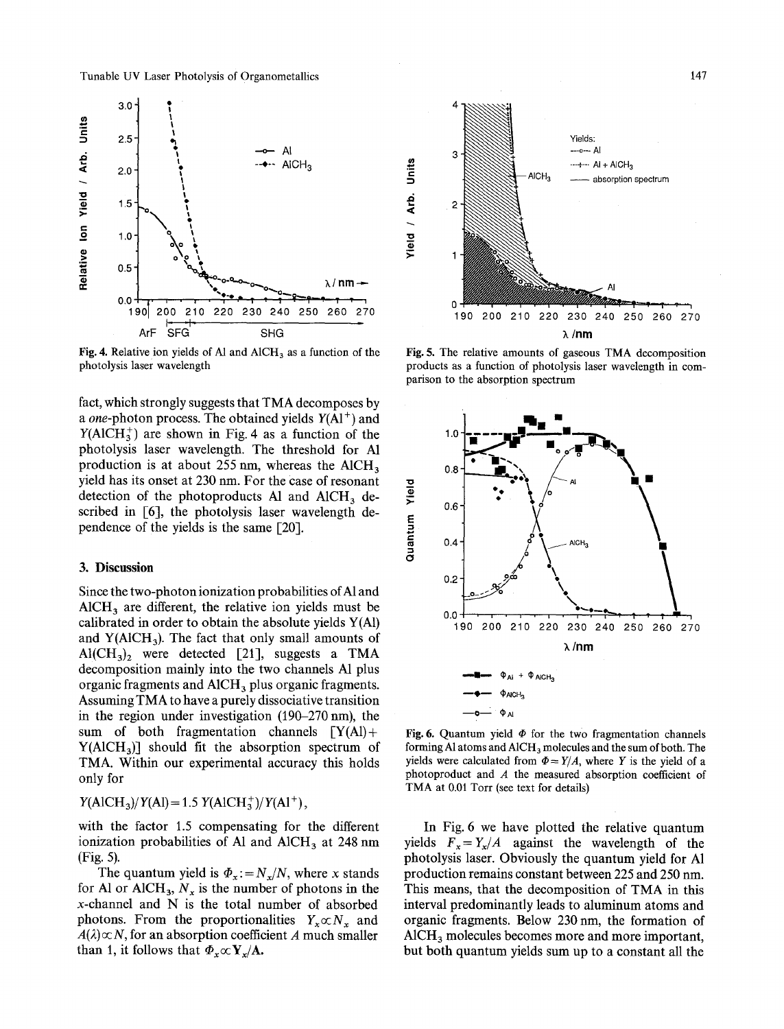Fig. 4. Relative ion yields of Al and $AlCH_3$ as a function of the photolysis laser wavelength

fact, which strongly suggests that TMA decomposes by a *one*-photon process. The obtained yields $Y(Al^+)$ and $Y(AlCH_3^+)$ are shown in Fig. 4 as a function of the photolysis laser wavelength. The threshold for Al production is at about 255 nm, whereas the $AlCH_3$ yield has its onset at 230 nm. For the case of resonant detection of the photoproducts Al and $AlCH_3$ described in [6], the photolysis laser wavelength dependence of the yields is the same [20].

## 3. Discussion

Since the two-photon ionization probabilities of Al and $AlCH_3$ are different, the relative ion yields must be calibrated in order to obtain the absolute yields Y(Al) and $Y(AlCH_3)$. The fact that only small amounts of $Al(CH_3)_2$ were detected [21], suggests a TMA decomposition mainly into the two channels Al plus organic fragments and $AlCH_3$ plus organic fragments. Assuming TMA to have a purely dissociative transition in the region under investigation (190–270 nm), the sum of both fragmentation channels $[Y(Al) + Y(AlCH_3)]$ should fit the absorption spectrum of TMA. Within our experimental accuracy this holds only for

$$Y(AlCH_3)/Y(Al) = 1.5\, Y(AlCH_3^+)/Y(Al^+),$$

with the factor 1.5 compensating for the different ionization probabilities of Al and $AlCH_3$ at 248 nm (Fig. 5).

The quantum yield is $\Phi_x := N_x/N$, where $x$ stands for Al or $AlCH_3$, $N_x$ is the number of photons in the $x$-channel and N is the total number of absorbed photons. From the proportionalities $Y_x \propto N_x$ and $A(\lambda) \propto N$, for an absorption coefficient $A$ much smaller than 1, it follows that $\Phi_x \propto \mathbf{Y}_x/\mathbf{A}$.

Fig. 5. The relative amounts of gaseous TMA decomposition products as a function of photolysis laser wavelength in comparison to the absorption spectrum

Fig. 6. Quantum yield $\Phi$ for the two fragmentation channels forming Al atoms and $AlCH_3$ molecules and the sum of both. The yields were calculated from $\Phi = Y/A$, where $Y$ is the yield of a photoproduct and $A$ the measured absorption coefficient of TMA at 0.01 Torr (see text for details)

In Fig. 6 we have plotted the relative quantum yields $F_x = Y_x/A$ against the wavelength of the photolysis laser. Obviously the quantum yield for Al production remains constant between 225 and 250 nm. This means, that the decomposition of TMA in this interval predominantly leads to aluminum atoms and organic fragments. Below 230 nm, the formation of $AlCH_3$ molecules becomes more and more important, but both quantum yields sum up to a constant all the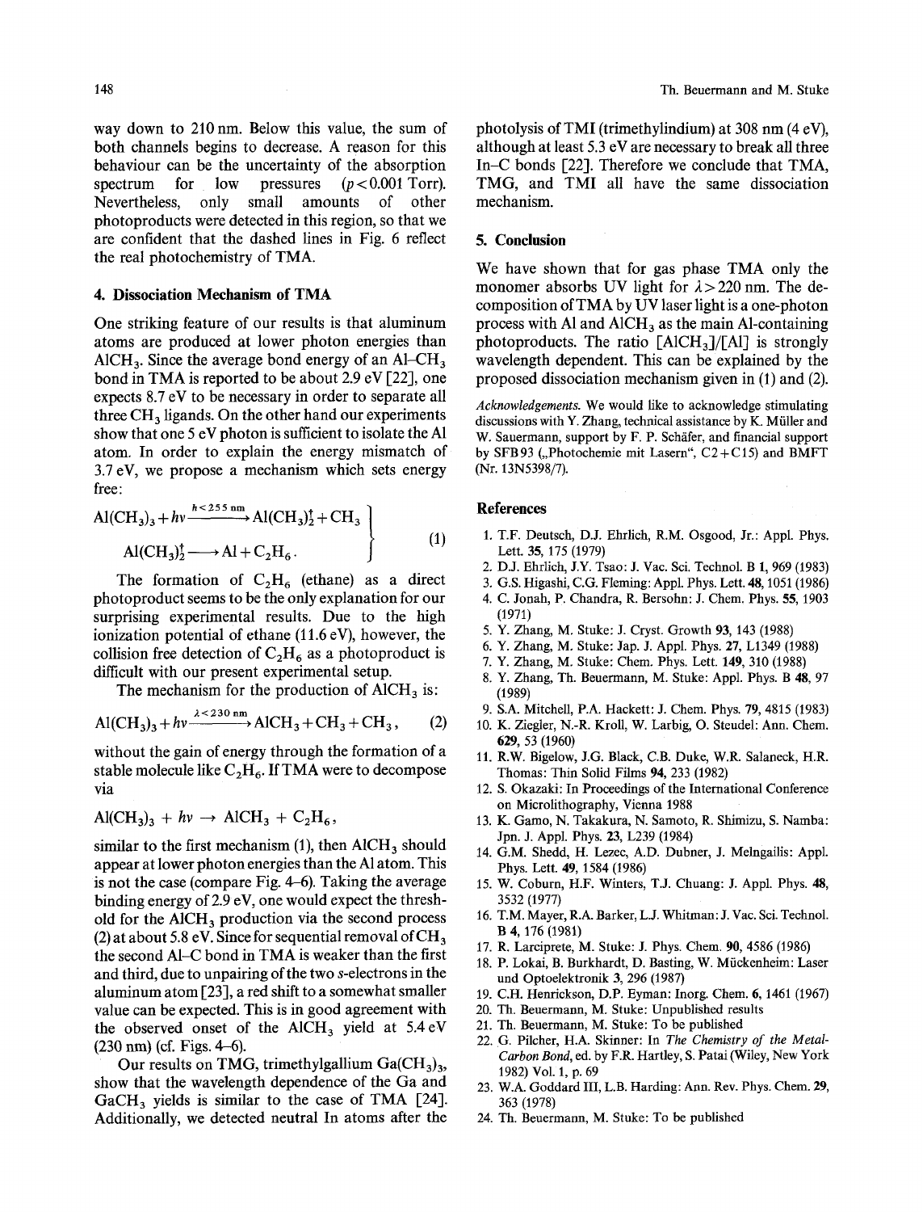way down to 210 nm. Below this value, the sum of both channels begins to decrease. A reason for this behaviour can be the uncertainty of the absorption spectrum for low pressures ($p < 0.001$ Torr). Nevertheless, only small amounts of other photoproducts were detected in this region, so that we are confident that the dashed lines in Fig. 6 reflect the real photochemistry of TMA.

## 4. Dissociation Mechanism of TMA

One striking feature of our results is that aluminum atoms are produced at lower photon energies than $AlCH_3$. Since the average bond energy of an Al–$CH_3$ bond in TMA is reported to be about 2.9 eV [22], one expects 8.7 eV to be necessary in order to separate all three $CH_3$ ligands. On the other hand our experiments show that one 5 eV photon is sufficient to isolate the Al atom. In order to explain the energy mismatch of 3.7 eV, we propose a mechanism which sets energy free:

$$\left.\begin{aligned} &Al(CH_3)_3 + h\nu \xrightarrow{h<255\,\mathrm{nm}} Al(CH_3)_2^{\ddagger} + CH_3 \\ &Al(CH_3)_2^{\ddagger} \longrightarrow Al + C_2H_6 . \end{aligned}\right\} \qquad (1)$$

The formation of $C_2H_6$ (ethane) as a direct photoproduct seems to be the only explanation for our surprising experimental results. Due to the high ionization potential of ethane (11.6 eV), however, the collision free detection of $C_2H_6$ as a photoproduct is difficult with our present experimental setup.

The mechanism for the production of $AlCH_3$ is:

$$Al(CH_3)_3 + h\nu \xrightarrow{\lambda<230\,\mathrm{nm}} AlCH_3 + CH_3 + CH_3 , \qquad (2)$$

without the gain of energy through the formation of a stable molecule like $C_2H_6$. If TMA were to decompose via

$$Al(CH_3)_3 + h\nu \rightarrow AlCH_3 + C_2H_6 ,$$

similar to the first mechanism (1), then $AlCH_3$ should appear at lower photon energies than the Al atom. This is not the case (compare Fig. 4–6). Taking the average binding energy of 2.9 eV, one would expect the threshold for the $AlCH_3$ production via the second process (2) at about 5.8 eV. Since for sequential removal of $CH_3$ the second Al–C bond in TMA is weaker than the first and third, due to unpairing of the two $s$-electrons in the aluminum atom [23], a red shift to a somewhat smaller value can be expected. This is in good agreement with the observed onset of the $AlCH_3$ yield at 5.4 eV (230 nm) (cf. Figs. 4–6).

Our results on TMG, trimethylgallium $Ga(CH_3)_3$, show that the wavelength dependence of the Ga and $GaCH_3$ yields is similar to the case of TMA [24]. Additionally, we detected neutral In atoms after the photolysis of TMI (trimethylindium) at 308 nm (4 eV), although at least 5.3 eV are necessary to break all three In–C bonds [22]. Therefore we conclude that TMA, TMG, and TMI all have the same dissociation mechanism.

## 5. Conclusion

We have shown that for gas phase TMA only the monomer absorbs UV light for $\lambda > 220$ nm. The decomposition of TMA by UV laser light is a one-photon process with Al and $AlCH_3$ as the main Al-containing photoproducts. The ratio $[AlCH_3]/[Al]$ is strongly wavelength dependent. This can be explained by the proposed dissociation mechanism given in (1) and (2).

*Acknowledgements.* We would like to acknowledge stimulating discussions with Y. Zhang, technical assistance by K. Müller and W. Sauermann, support by F. P. Schäfer, and financial support by SFB93 („Photochemie mit Lasern", C2+C15) and BMFT (Nr. 13N5398/7).

## References

1. T.F. Deutsch, D.J. Ehrlich, R.M. Osgood, Jr.: Appl. Phys. Lett. **35**, 175 (1979)
2. D.J. Ehrlich, J.Y. Tsao: J. Vac. Sci. Technol. B **1**, 969 (1983)
3. G.S. Higashi, C.G. Fleming: Appl. Phys. Lett. **48**, 1051 (1986)
4. C. Jonah, P. Chandra, R. Bersohn: J. Chem. Phys. **55**, 1903 (1971)
5. Y. Zhang, M. Stuke: J. Cryst. Growth **93**, 143 (1988)
6. Y. Zhang, M. Stuke: Jap. J. Appl. Phys. **27**, L1349 (1988)
7. Y. Zhang, M. Stuke: Chem. Phys. Lett. **149**, 310 (1988)
8. Y. Zhang, Th. Beuermann, M. Stuke: Appl. Phys. B **48**, 97 (1989)
9. S.A. Mitchell, P.A. Hackett: J. Chem. Phys. **79**, 4815 (1983)
10. K. Ziegler, N.-R. Kroll, W. Larbig, O. Steudel: Ann. Chem. **629**, 53 (1960)
11. R.W. Bigelow, J.G. Black, C.B. Duke, W.R. Salaneck, H.R. Thomas: Thin Solid Films **94**, 233 (1982)
12. S. Okazaki: In Proceedings of the International Conference on Microlithography, Vienna 1988
13. K. Gamo, N. Takakura, N. Samoto, R. Shimizu, S. Namba: Jpn. J. Appl. Phys. **23**, L239 (1984)
14. G.M. Shedd, H. Lezec, A.D. Dubner, J. Melngailis: Appl. Phys. Lett. **49**, 1584 (1986)
15. W. Coburn, H.F. Winters, T.J. Chuang: J. Appl. Phys. **48**, 3532 (1977)
16. T.M. Mayer, R.A. Barker, L.J. Whitman: J. Vac. Sci. Technol. B **4**, 176 (1981)
17. R. Larciprete, M. Stuke: J. Phys. Chem. **90**, 4586 (1986)
18. P. Lokai, B. Burkhardt, D. Basting, W. Mückenheim: Laser und Optoelektronik **3**, 296 (1987)
19. C.H. Henrickson, D.P. Eyman: Inorg. Chem. **6**, 1461 (1967)
20. Th. Beuermann, M. Stuke: Unpublished results
21. Th. Beuermann, M. Stuke: To be published
22. G. Pilcher, H.A. Skinner: In *The Chemistry of the Metal-Carbon Bond*, ed. by F.R. Hartley, S. Patai (Wiley, New York 1982) Vol. 1, p. 69
23. W.A. Goddard III, L.B. Harding: Ann. Rev. Phys. Chem. **29**, 363 (1978)
24. Th. Beuermann, M. Stuke: To be published